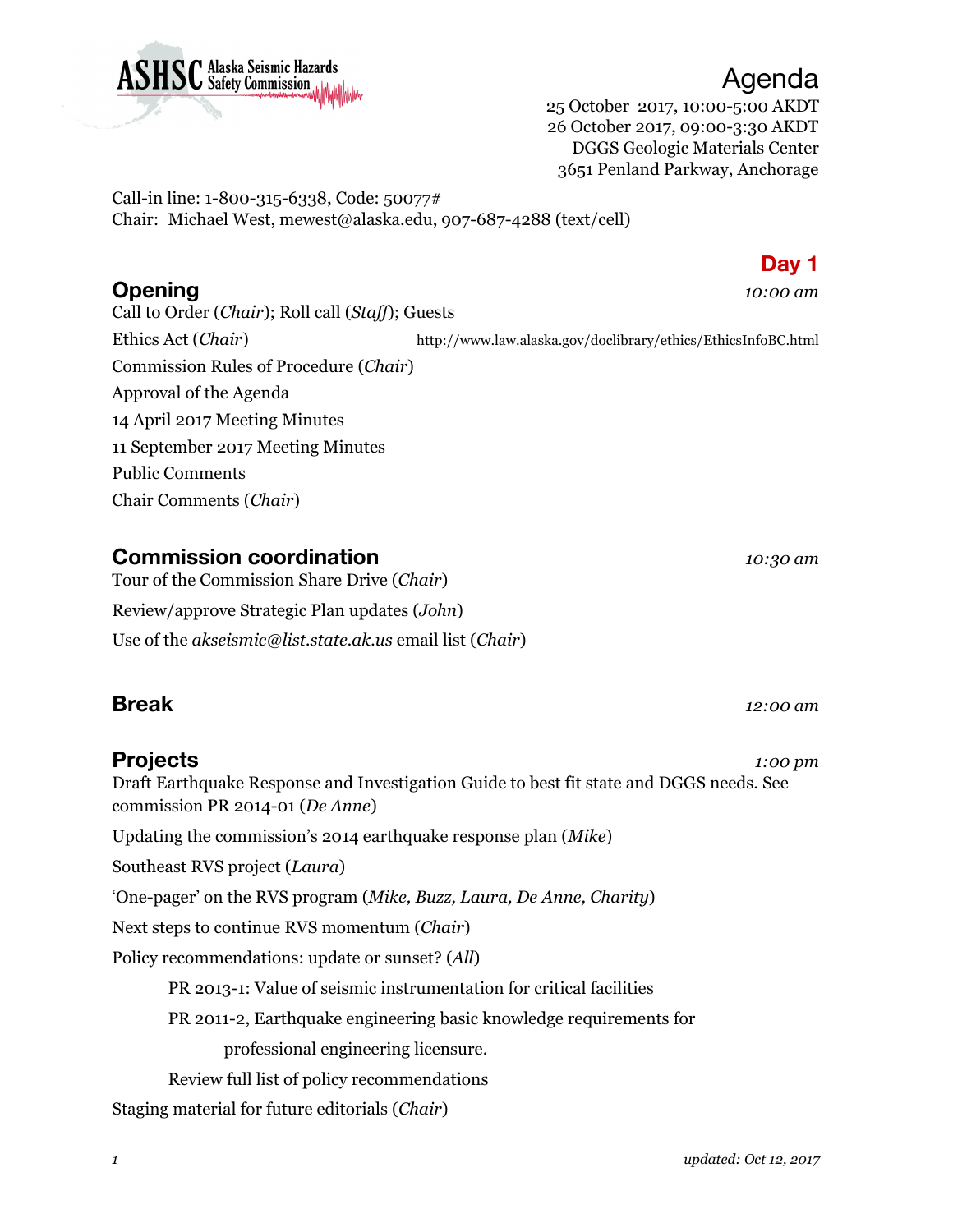ASHSC Alaska Seismic Hazards Safety Commission

# Agenda

25 October 2017, 10:00-5:00 AKDT
26 October 2017, 09:00-3:30 AKDT
DGGS Geologic Materials Center
3651 Penland Parkway, Anchorage

Call-in line: 1-800-315-6338, Code: 50077#
Chair: Michael West, mewest@alaska.edu, 907-687-4288 (text/cell)

## Day 1

### Opening — *10:00 am*

Call to Order (*Chair*); Roll call (*Staff*); Guests

Ethics Act (*Chair*) http://www.law.alaska.gov/doclibrary/ethics/EthicsInfoBC.html

Commission Rules of Procedure (*Chair*)

Approval of the Agenda

14 April 2017 Meeting Minutes

11 September 2017 Meeting Minutes

Public Comments

Chair Comments (*Chair*)

### Commission coordination — *10:30 am*

Tour of the Commission Share Drive (*Chair*)

Review/approve Strategic Plan updates (*John*)

Use of the *akseismic@list.state.ak.us* email list (*Chair*)

### Break — *12:00 am*

### Projects — *1:00 pm*

Draft Earthquake Response and Investigation Guide to best fit state and DGGS needs. See commission PR 2014-01 (*De Anne*)

Updating the commission's 2014 earthquake response plan (*Mike*)

Southeast RVS project (*Laura*)

'One-pager' on the RVS program (*Mike, Buzz, Laura, De Anne, Charity*)

Next steps to continue RVS momentum (*Chair*)

Policy recommendations: update or sunset? (*All*)

- PR 2013-1: Value of seismic instrumentation for critical facilities
- PR 2011-2, Earthquake engineering basic knowledge requirements for professional engineering licensure.
- Review full list of policy recommendations

Staging material for future editorials (*Chair*)

*updated: Oct 12, 2017*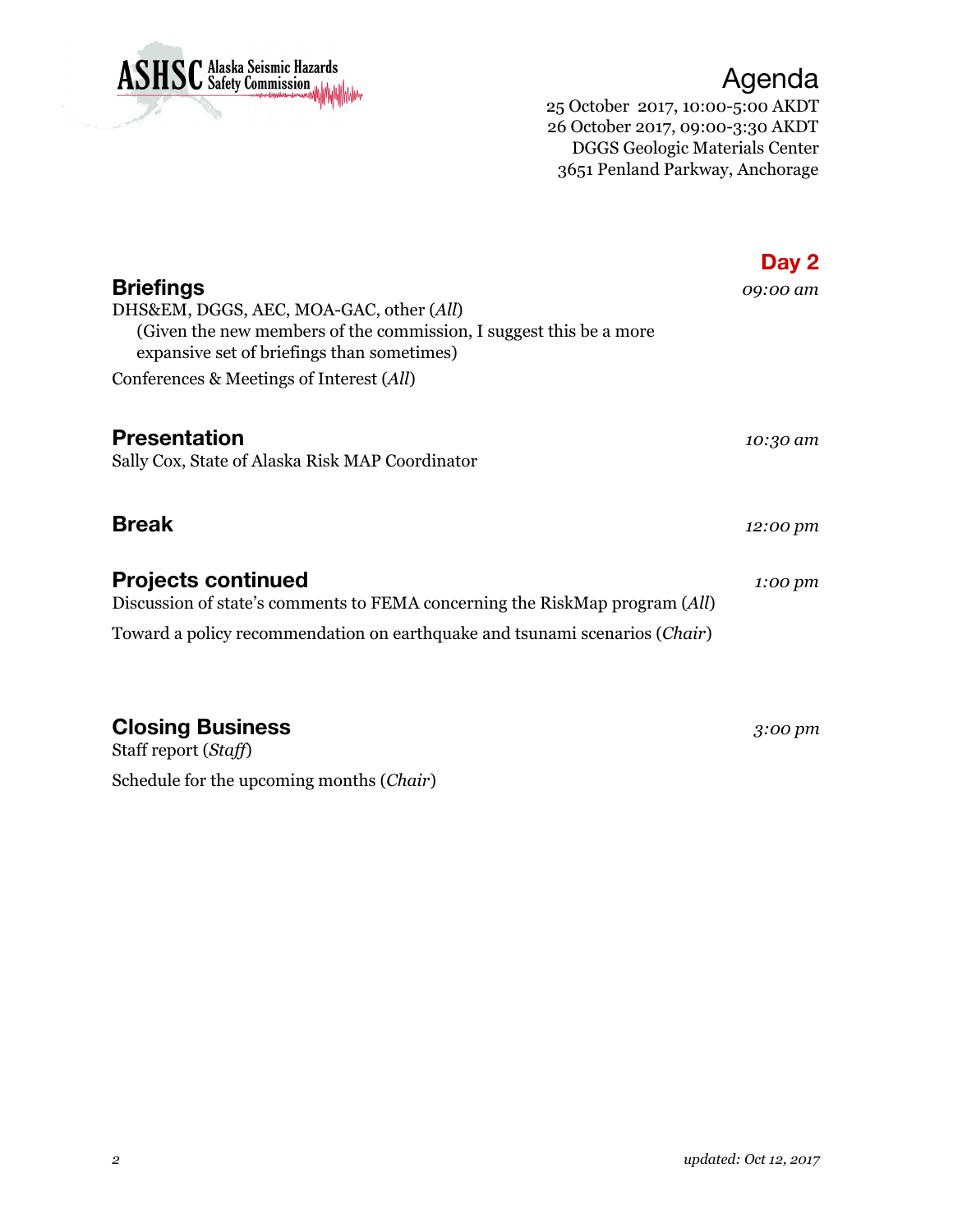ASHSC Alaska Seismic Hazards Safety Commission

# Agenda

25 October 2017, 10:00-5:00 AKDT
26 October 2017, 09:00-3:30 AKDT
DGGS Geologic Materials Center
3651 Penland Parkway, Anchorage

## Day 2

### Briefings
*09:00 am*

DHS&EM, DGGS, AEC, MOA-GAC, other (*All*)
(Given the new members of the commission, I suggest this be a more expansive set of briefings than sometimes)

Conferences & Meetings of Interest (*All*)

### Presentation
*10:30 am*

Sally Cox, State of Alaska Risk MAP Coordinator

### Break
*12:00 pm*

### Projects continued
*1:00 pm*

Discussion of state's comments to FEMA concerning the RiskMap program (*All*)

Toward a policy recommendation on earthquake and tsunami scenarios (*Chair*)

### Closing Business
*3:00 pm*

Staff report (*Staff*)

Schedule for the upcoming months (*Chair*)

*updated: Oct 12, 2017*